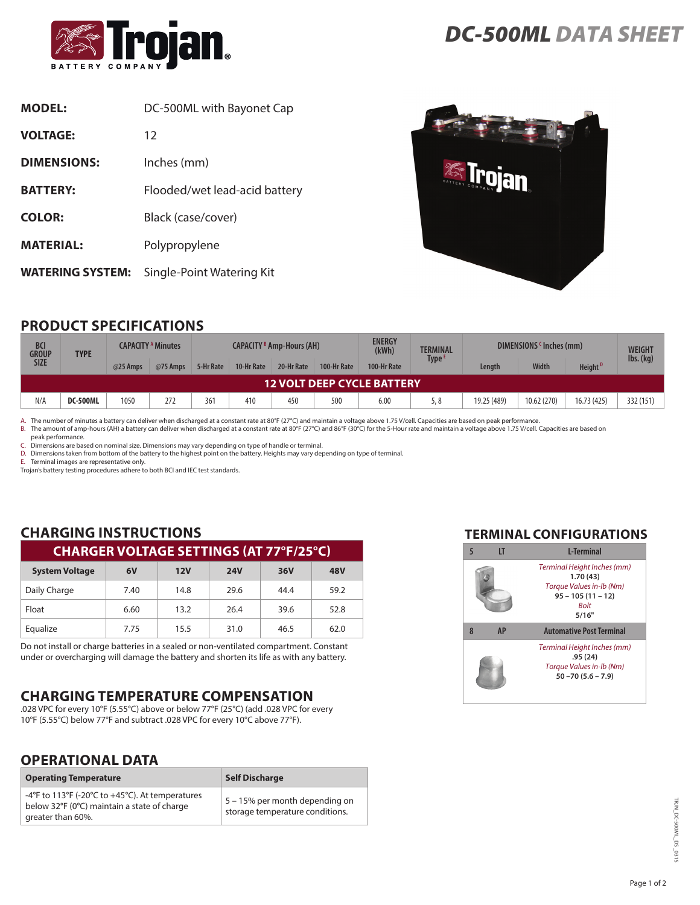# DC-500ML DATA SHEET

**MODEL:** DC-500ML with Bayonet Cap

**VOLTAGE:** 12

**DIMENSIONS:** Inches (mm)

**BATTERY:** Flooded/wet lead-acid battery

**COLOR:** Black (case/cover)

**MATERIAL:** Polypropylene

**WATERING SYSTEM:** Single-Point Watering Kit

## PRODUCT SPECIFICATIONS

| BCI GROUP SIZE | TYPE | CAPACITY [A] Minutes | | CAPACITY [B] Amp-Hours (AH) | | | | ENERGY (kWh) | TERMINAL Type [E] | DIMENSIONS [C] Inches (mm) | | | WEIGHT lbs. (kg) |
|---|---|---|---|---|---|---|---|---|---|---|---|---|---|
| | | @25 Amps | @75 Amps | 5-Hr Rate | 10-Hr Rate | 20-Hr Rate | 100-Hr Rate | 100-Hr Rate | | Length | Width | Height [D] | |
| **12 VOLT DEEP CYCLE BATTERY** | | | | | | | | | | | | | |
| N/A | **DC-500ML** | 1050 | 272 | 361 | 410 | 450 | 500 | 6.00 | 5, 8 | 19.25 (489) | 10.62 (270) | 16.73 (425) | 332 (151) |

A. The number of minutes a battery can deliver when discharged at a constant rate at 80°F (27°C) and maintain a voltage above 1.75 V/cell. Capacities are based on peak performance.
B. The amount of amp-hours (AH) a battery can deliver when discharged at a constant rate at 80°F (27°C) and 86°F (30°C) for the 5-Hour rate and maintain a voltage above 1.75 V/cell. Capacities are based on peak performance.
C. Dimensions are based on nominal size. Dimensions may vary depending on type of handle or terminal.
D. Dimensions taken from bottom of the battery to the highest point on the battery. Heights may vary depending on type of terminal.
E. Terminal images are representative only.
Trojan's battery testing procedures adhere to both BCI and IEC test standards.

## CHARGING INSTRUCTIONS

| CHARGER VOLTAGE SETTINGS (AT 77°F/25°C) | | | | | |
|---|---|---|---|---|---|
| **System Voltage** | **6V** | **12V** | **24V** | **36V** | **48V** |
| Daily Charge | 7.40 | 14.8 | 29.6 | 44.4 | 59.2 |
| Float | 6.60 | 13.2 | 26.4 | 39.6 | 52.8 |
| Equalize | 7.75 | 15.5 | 31.0 | 46.5 | 62.0 |

Do not install or charge batteries in a sealed or non-ventilated compartment. Constant under or overcharging will damage the battery and shorten its life as with any battery.

## CHARGING TEMPERATURE COMPENSATION

.028 VPC for every 10°F (5.55°C) above or below 77°F (25°C) (add .028 VPC for every 10°F (5.55°C) below 77°F and subtract .028 VPC for every 10°C above 77°F).

## OPERATIONAL DATA

| Operating Temperature | Self Discharge |
|---|---|
| -4°F to 113°F (-20°C to +45°C). At temperatures below 32°F (0°C) maintain a state of charge greater than 60%. | 5 – 15% per month depending on storage temperature conditions. |

## TERMINAL CONFIGURATIONS

| | | |
|---|---|---|
| 5 | LT | L-Terminal |
| | | *Terminal Height Inches (mm)* **1.70 (43)** *Torque Values in-lb (Nm)* **95 – 105 (11 – 12)** *Bolt* **5/16"** |
| 8 | AP | Automative Post Terminal |
| | | *Terminal Height Inches (mm)* **.95 (24)** *Torque Values in-lb (Nm)* **50 –70 (5.6 – 7.9)** |

TRJN_DC-500ML_DS_0315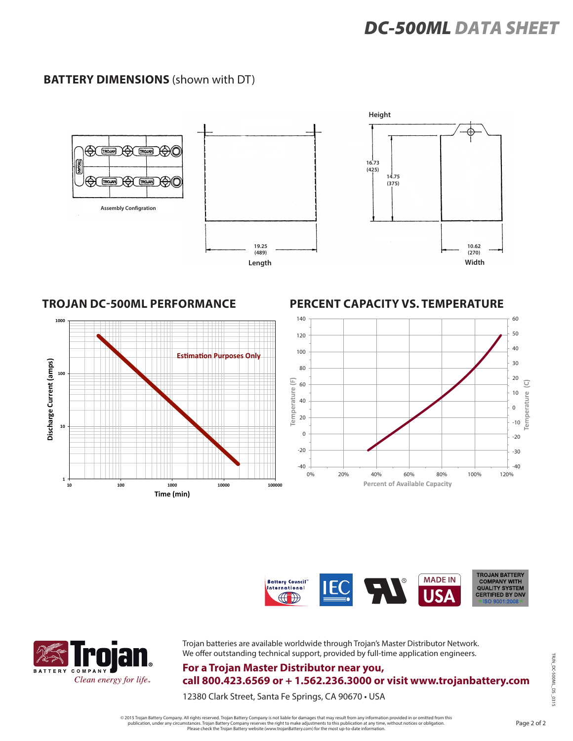# DC-500ML DATA SHEET

## BATTERY DIMENSIONS (shown with DT)

Assembly Configration

Height

16.73
(425)

14.75
(375)

19.25
(489)

Length

10.62
(270)

Width

## TROJAN DC-500ML PERFORMANCE

Discharge Current (amps)

1000
100
10
1

Estimation Purposes Only

10
100
1000
10000
100000

Time (min)

## PERCENT CAPACITY VS. TEMPERATURE

Temperature (F)

140
120
100
80
60
40
20
0
-20
-40

Temperature (C)

60
50
40
30
20
10
0
-10
-20
-30
-40

0%
20%
40%
60%
80%
100%
120%

Percent of Available Capacity

Battery Council International

IEC

MADE IN USA

TROJAN BATTERY COMPANY WITH QUALITY SYSTEM CERTIFIED BY DNV = ISO 9001:2008 =

Trojan BATTERY COMPANY

*Clean energy for life.*

Trojan batteries are available worldwide through Trojan's Master Distributor Network.
We offer outstanding technical support, provided by full-time application engineers.

**For a Trojan Master Distributor near you,**
**call 800.423.6569 or + 1.562.236.3000 or visit www.trojanbattery.com**

12380 Clark Street, Santa Fe Springs, CA 90670 • USA

© 2015 Trojan Battery Company. All rights reserved. Trojan Battery Company is not liable for damages that may result from any information provided in or omitted from this publication, under any circumstances. Trojan Battery Company reserves the right to make adjustments to this publication at any time, without notices or obligation. Please check the Trojan Battery website (www.trojanBattery.com) for the most up-to-date information.

TRJN_DC-500ML_DS_0315